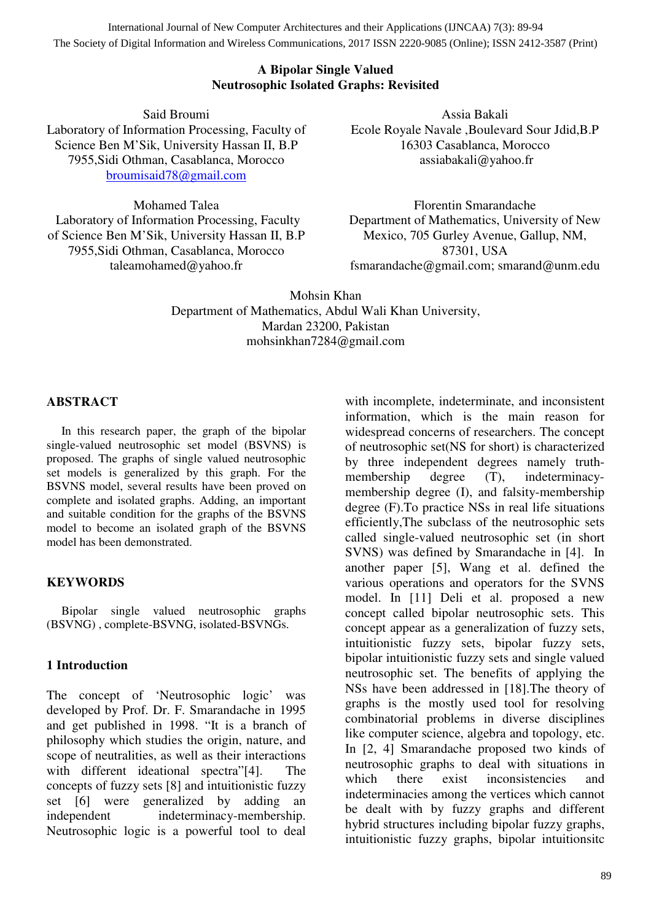# A Bipolar Single Valued Neutrosophic Isolated Graphs: Revisited

Said Broumi
Laboratory of Information Processing, Faculty of Science Ben M'Sik, University Hassan II, B.P 7955,Sidi Othman, Casablanca, Morocco
broumisaid78@gmail.com

Assia Bakali
Ecole Royale Navale ,Boulevard Sour Jdid,B.P 16303 Casablanca, Morocco
assiabakali@yahoo.fr

Mohamed Talea
Laboratory of Information Processing, Faculty of Science Ben M'Sik, University Hassan II, B.P 7955,Sidi Othman, Casablanca, Morocco
taleamohamed@yahoo.fr

Florentin Smarandache
Department of Mathematics, University of New Mexico, 705 Gurley Avenue, Gallup, NM, 87301, USA
fsmarandache@gmail.com; smarand@unm.edu

Mohsin Khan
Department of Mathematics, Abdul Wali Khan University, Mardan 23200, Pakistan
mohsinkhan7284@gmail.com

## ABSTRACT

In this research paper, the graph of the bipolar single-valued neutrosophic set model (BSVNS) is proposed. The graphs of single valued neutrosophic set models is generalized by this graph. For the BSVNS model, several results have been proved on complete and isolated graphs. Adding, an important and suitable condition for the graphs of the BSVNS model to become an isolated graph of the BSVNS model has been demonstrated.

## KEYWORDS

Bipolar single valued neutrosophic graphs (BSVNG) , complete-BSVNG, isolated-BSVNGs.

## 1 Introduction

The concept of 'Neutrosophic logic' was developed by Prof. Dr. F. Smarandache in 1995 and get published in 1998. "It is a branch of philosophy which studies the origin, nature, and scope of neutralities, as well as their interactions with different ideational spectra"[4]. The concepts of fuzzy sets [8] and intuitionistic fuzzy set [6] were generalized by adding an independent indeterminacy-membership. Neutrosophic logic is a powerful tool to deal with incomplete, indeterminate, and inconsistent information, which is the main reason for widespread concerns of researchers. The concept of neutrosophic set(NS for short) is characterized by three independent degrees namely truth-membership degree (T), indeterminacy-membership degree (I), and falsity-membership degree (F).To practice NSs in real life situations efficiently,The subclass of the neutrosophic sets called single-valued neutrosophic set (in short SVNS) was defined by Smarandache in [4]. In another paper [5], Wang et al. defined the various operations and operators for the SVNS model. In [11] Deli et al. proposed a new concept called bipolar neutrosophic sets. This concept appear as a generalization of fuzzy sets, intuitionistic fuzzy sets, bipolar fuzzy sets, bipolar intuitionistic fuzzy sets and single valued neutrosophic set. The benefits of applying the NSs have been addressed in [18].The theory of graphs is the mostly used tool for resolving combinatorial problems in diverse disciplines like computer science, algebra and topology, etc. In [2, 4] Smarandache proposed two kinds of neutrosophic graphs to deal with situations in which there exist inconsistencies and indeterminacies among the vertices which cannot be dealt with by fuzzy graphs and different hybrid structures including bipolar fuzzy graphs, intuitionistic fuzzy graphs, bipolar intuitionsitc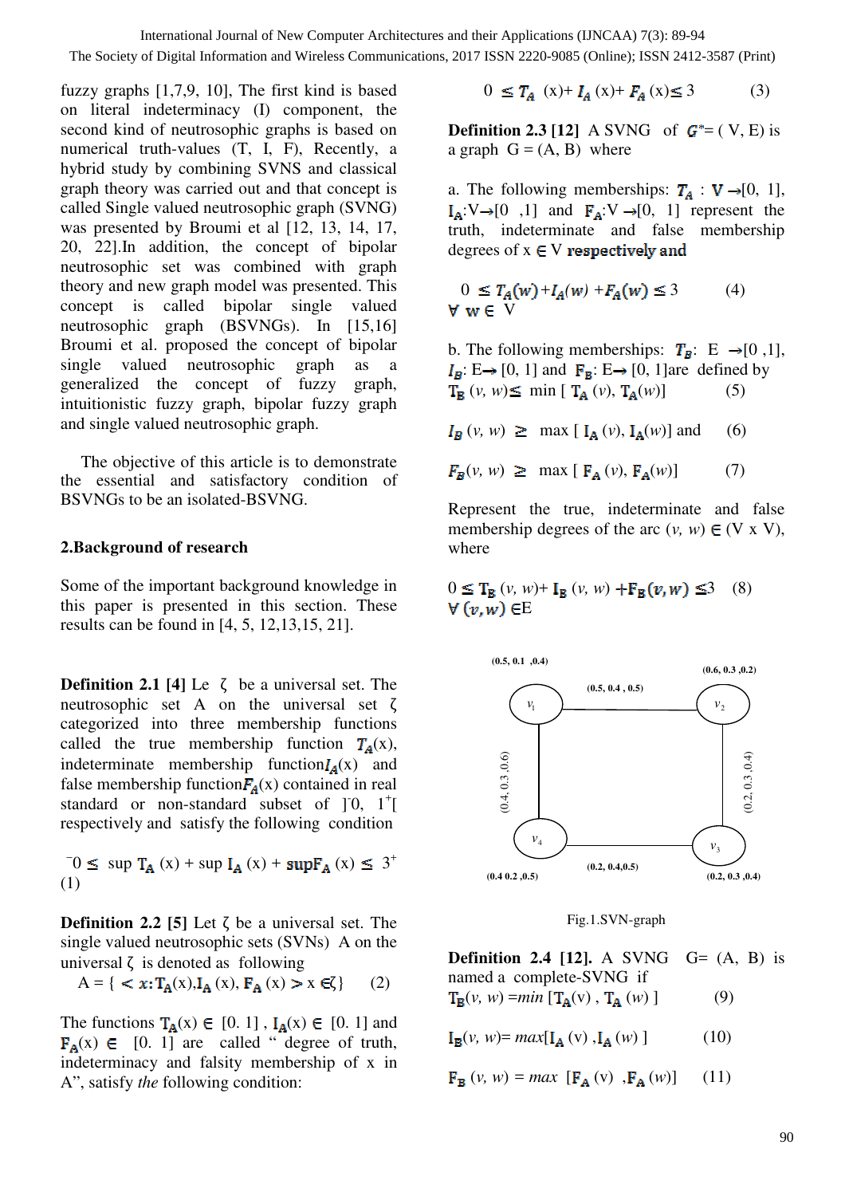fuzzy graphs [1,7,9, 10], The first kind is based on literal indeterminacy (I) component, the second kind of neutrosophic graphs is based on numerical truth-values (T, I, F), Recently, a hybrid study by combining SVNS and classical graph theory was carried out and that concept is called Single valued neutrosophic graph (SVNG) was presented by Broumi et al [12, 13, 14, 17, 20, 22].In addition, the concept of bipolar neutrosophic set was combined with graph theory and new graph model was presented. This concept is called bipolar single valued neutrosophic graph (BSVNGs). In [15,16] Broumi et al. proposed the concept of bipolar single valued neutrosophic graph as a generalized the concept of fuzzy graph, intuitionistic fuzzy graph, bipolar fuzzy graph and single valued neutrosophic graph.

The objective of this article is to demonstrate the essential and satisfactory condition of BSVNGs to be an isolated-BSVNG.

## 2.Background of research

Some of the important background knowledge in this paper is presented in this section. These results can be found in [4, 5, 12,13,15, 21].

**Definition 2.1 [4]** Le $\zeta$ be a universal set. The neutrosophic set A on the universal set $\zeta$ categorized into three membership functions called the true membership function $T_A$(x), indeterminate membership function$I_A$(x) and false membership function$F_A$(x) contained in real standard or non-standard subset of $]^-0, 1^+[$ respectively and satisfy the following condition

$$^-0 \leq \sup T_A(x) + \sup I_A(x) + \sup F_A(x) \leq 3^+ \quad (1)$$

**Definition 2.2 [5]** Let $\zeta$ be a universal set. The single valued neutrosophic sets (SVNs) A on the universal $\zeta$ is denoted as following

$$A = \{ < x: T_A(x), I_A(x), F_A(x) > x \in \zeta \} \quad (2)$$

The functions $T_A(x) \in [0. 1]$ , $I_A(x) \in [0. 1]$ and $F_A(x) \in [0. 1]$ are called " degree of truth, indeterminacy and falsity membership of x in A", satisfy *the* following condition:

$$0 \leq T_A(x) + I_A(x) + F_A(x) \leq 3 \quad (3)$$

**Definition 2.3 [12]** A SVNG of $G^*$= ( V, E) is a graph G = (A, B) where

a. The following memberships: $T_A : V \rightarrow [0, 1]$, $I_A : V \rightarrow [0 ,1]$ and $F_A : V \rightarrow [0, 1]$ represent the truth, indeterminate and false membership degrees of x $\in$ V respectively and

$$0 \leq T_A(w) + I_A(w) + F_A(w) \leq 3 \quad (4)$$
$\forall$ w $\in$ V

b. The following memberships: $T_B$: E $\rightarrow$[0 ,1], $I_B$: E$\rightarrow$ [0, 1] and $F_B$: E$\rightarrow$ [0, 1]are defined by

$$T_B(v, w) \leq \min [T_A(v), T_A(w)] \quad (5)$$

$$I_B(v, w) \geq \max [I_A(v), I_A(w)] \text{ and} \quad (6)$$

$$F_B(v, w) \geq \max [F_A(v), F_A(w)] \quad (7)$$

Represent the true, indeterminate and false membership degrees of the arc (*v, w*) $\in$ (V x V), where

$$0 \leq T_B(v, w) + I_B(v, w) + F_B(v, w) \leq 3 \quad (8)$$
$\forall (v, w) \in$E

Fig.1.SVN-graph

**Definition 2.4 [12].** A SVNG G= (A, B) is named a complete-SVNG if

$$T_B(v, w) = \min [T_A(v), T_A(w)] \quad (9)$$

$$I_B(v, w) = \max [I_A(v), I_A(w)] \quad (10)$$

$$F_B(v, w) = \max [F_A(v), F_A(w)] \quad (11)$$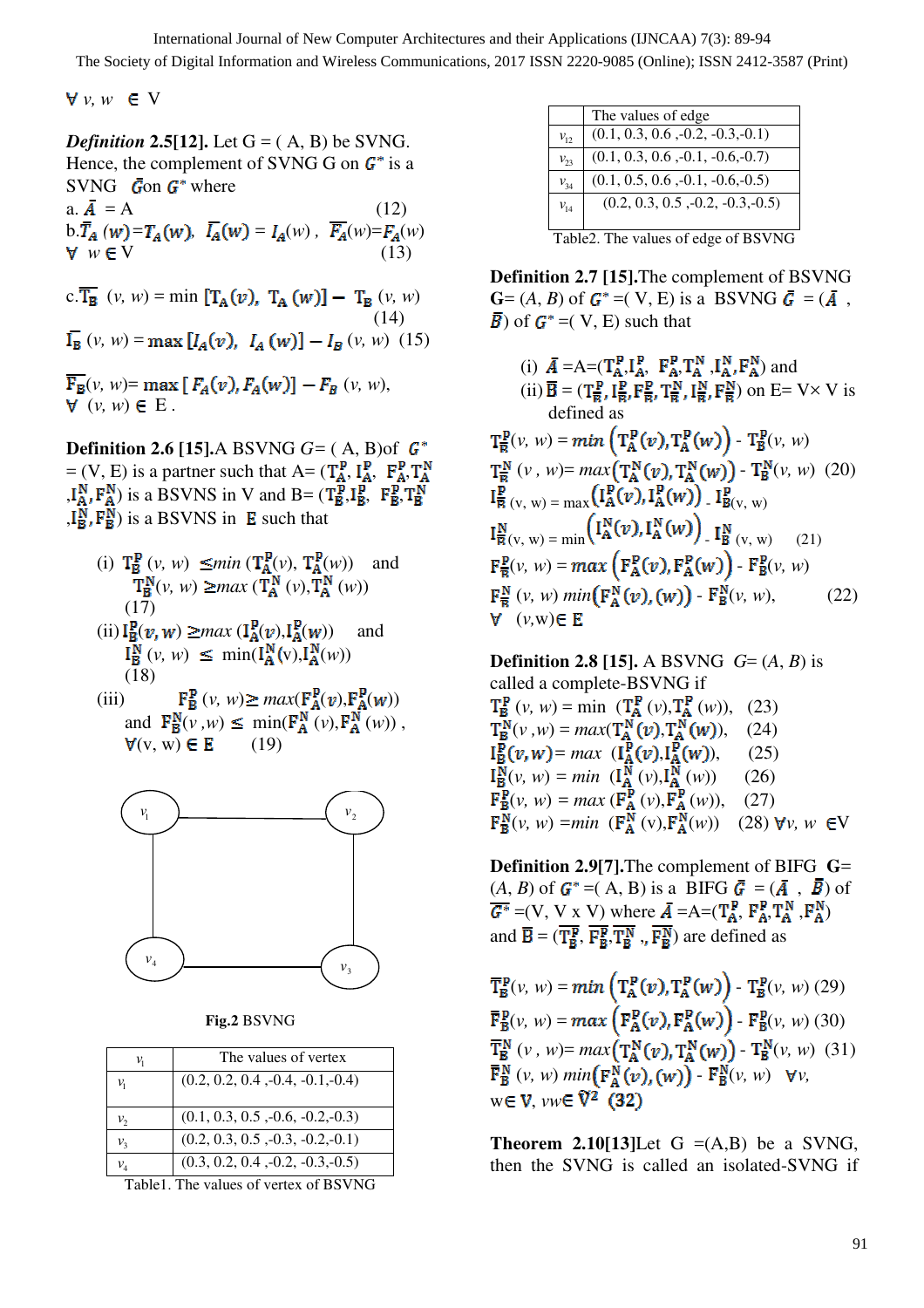$\forall$ $v, w$ $\in$ V

***Definition*** **2.5[12].** Let G = ( A, B) be SVNG. Hence, the complement of SVNG G on $G^*$ is a SVNG $\bar{G}$on $G^*$ where

a. $\bar{A}$ = A (12)

b. $\bar{T}_A(w) = T_A(w)$, $\bar{I}_A(w) = I_A(w)$, $\bar{F}_A(w) = F_A(w)$ $\forall$ $w \in$ V (13)

c. $\bar{T}_B(v, w) = \min[T_A(v), T_A(w)] - T_B(v, w)$ (14)

$\bar{I}_B(v, w) = \max[I_A(v), I_A(w)] - I_B(v, w)$ (15)

$\bar{F}_B(v, w) = \max[F_A(v), F_A(w)] - F_B(v, w)$, $\forall$ $(v, w) \in$ E .

**Definition 2.6 [15].**A BSVNG $G$= ( A, B)of $G^*$ = (V, E) is a partner such that A= ($T_A^P$, $I_A^P$, $F_A^P$, $T_A^N$, $I_A^N$, $F_A^N$) is a BSVNS in V and B= ($T_B^P$, $I_B^P$, $F_B^P$, $T_B^N$, $I_B^N$, $F_B^N$) is a BSVNS in E such that

(i) $T_B^P(v, w) \leq \min(T_A^P(v), T_A^P(w))$ and $T_B^N(v, w) \geq \max(T_A^N(v), T_A^N(w))$ (17)

(ii) $I_B^P(v, w) \geq \max(I_A^P(v), I_A^P(w))$ and $I_B^N(v, w) \leq \min(I_A^N(v), I_A^N(w))$ (18)

(iii) $F_B^P(v, w) \geq \max(F_A^P(v), F_A^P(w))$ and $F_B^N(v, w) \leq \min(F_A^N(v), F_A^N(w))$, $\forall (v, w) \in$ E (19)

**Fig.2** BSVNG

| $v_i$ | The values of vertex |
|---|---|
| $v_1$ | (0.2, 0.2, 0.4 ,-0.4, -0.1,-0.4) |
| $v_2$ | (0.1, 0.3, 0.5 ,-0.6, -0.2,-0.3) |
| $v_3$ | (0.2, 0.3, 0.5 ,-0.3, -0.2,-0.1) |
| $v_4$ | (0.3, 0.2, 0.4 ,-0.2, -0.3,-0.5) |

Table1. The values of vertex of BSVNG

| | The values of edge |
|---|---|
| $v_{12}$ | (0.1, 0.3, 0.6 ,-0.2, -0.3,-0.1) |
| $v_{23}$ | (0.1, 0.3, 0.6 ,-0.1, -0.6,-0.7) |
| $v_{34}$ | (0.1, 0.5, 0.6 ,-0.1, -0.6,-0.5) |
| $v_{14}$ | (0.2, 0.3, 0.5 ,-0.2, -0.3,-0.5) |

Table2. The values of edge of BSVNG

**Definition 2.7 [15].**The complement of BSVNG **G**= ($A$, $B$) of $G^*$ =( V, E) is a BSVNG $\bar{G}$ = ($\bar{A}$ , $\bar{B}$) of $G^*$ =( V, E) such that

(i) $\bar{A}$ =A=($T_A^P$, $I_A^P$, $F_A^P$, $T_A^N$, $I_A^N$, $F_A^N$) and

(ii) $\bar{B}$ = ($T_{\bar{B}}^P$, $I_{\bar{B}}^P$, $F_{\bar{B}}^P$, $T_{\bar{B}}^N$, $I_{\bar{B}}^N$, $F_{\bar{B}}^N$) on E= V× V is defined as

$T_{\bar{B}}^P(v, w) = \min\left(T_A^P(v), T_A^P(w)\right) - T_B^P(v, w)$

$T_{\bar{B}}^N(v, w) = \max\left(T_A^N(v), T_A^N(w)\right) - T_B^N(v, w)$ (20)

$I_{\bar{B}}^P(v, w) = \max\left(I_A^P(v), I_A^P(w)\right) - I_B^P(v, w)$

$I_{\bar{B}}^N(v, w) = \min\left(I_A^N(v), I_A^N(w)\right) - I_B^N(v, w)$ (21)

$F_{\bar{B}}^P(v, w) = \max\left(F_A^P(v), F_A^P(w)\right) - F_B^P(v, w)$

$F_{\bar{B}}^N(v, w) \min\left(F_A^N(v), (w)\right) - F_B^N(v, w)$, (22)

$\forall$ $(v,w) \in$ E

**Definition 2.8 [15].** A BSVNG $G$= ($A$, $B$) is called a complete-BSVNG if

$T_B^P(v, w) = \min(T_A^P(v), T_A^P(w))$, (23)

$T_B^N(v, w) = \max(T_A^N(v), T_A^N(w))$, (24)

$I_B^P(v, w) = \max(I_A^P(v), I_A^P(w))$, (25)

$I_B^N(v, w) = \min(I_A^N(v), I_A^N(w))$ (26)

$F_B^P(v, w) = \max(F_A^P(v), F_A^P(w))$, (27)

$F_B^N(v, w) = \min(F_A^N(v), F_A^N(w))$ (28) $\forall v, w \in$V

**Definition 2.9[7].**The complement of BIFG **G**= ($A$, $B$) of $G^*$ =( A, B) is a BIFG $\bar{G}$ = ($\bar{A}$ , $\bar{B}$) of $\bar{G^*}$ =(V, V x V) where $\bar{A}$ =A=($T_A^P$, $F_A^P$, $T_A^N$, $F_A^N$) and $\bar{B}$ = ($T_{\bar{B}}^P$, $F_{\bar{B}}^P$, $T_{\bar{B}}^N$, $F_{\bar{B}}^N$) are defined as

$\bar{T}_B^P(v, w) = \min\left(T_A^P(v), T_A^P(w)\right) - T_B^P(v, w)$ (29)

$\bar{F}_B^P(v, w) = \max\left(F_A^P(v), F_A^P(w)\right) - F_B^P(v, w)$ (30)

$\bar{T}_B^N(v, w) = \max\left(T_A^N(v), T_A^N(w)\right) - T_B^N(v, w)$ (31)

$\bar{F}_B^N(v, w) \min\left(F_A^N(v), (w)\right) - F_B^N(v, w)$ $\forall v$, $w \in$ V, $vw \in \tilde{V}^2$ (32)

**Theorem 2.10[13]**Let G =(A,B) be a SVNG, then the SVNG is called an isolated-SVNG if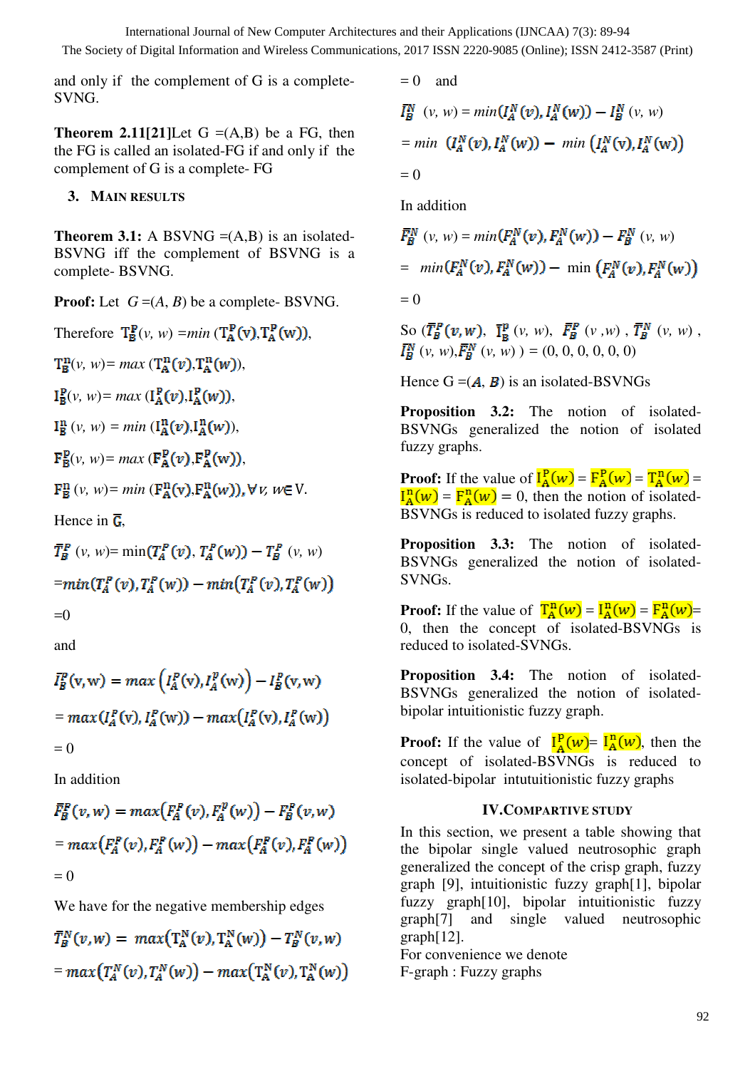and only if the complement of G is a complete-SVNG.

**Theorem 2.11[21]**Let G =(A,B) be a FG, then the FG is called an isolated-FG if and only if the complement of G is a complete- FG

## 3. MAIN RESULTS

**Theorem 3.1:** A BSVNG =(A,B) is an isolated-BSVNG iff the complement of BSVNG is a complete- BSVNG.

**Proof:** Let $G=(A, B)$ be a complete- BSVNG.

Therefore $T_B^P(v, w) = min\,(T_A^P(v), T_A^P(w))$,

$T_B^n(v, w) = max\,(T_A^n(v), T_A^n(w))$,

$I_B^P(v, w) = max\,(I_A^P(v), I_A^P(w))$,

$I_B^n(v, w) = min\,(I_A^n(v), I_A^n(w))$,

$F_B^P(v, w) = max\,(F_A^P(v), F_A^P(w))$,

$F_B^n(v, w) = min\,(F_A^n(v), F_A^n(w)), \forall v, w \in V$.

Hence in $\bar{G}$,

$$\bar{T}_B^P(v, w) = \min(T_A^P(v), T_A^P(w)) - T_B^P(v, w)$$

$$= min(T_A^P(v), T_A^P(w)) - min(T_A^P(v), T_A^P(w))$$

$$= 0$$

and

$$\bar{I}_B^P(v, w) = max\left(I_A^P(v), I_A^P(w)\right) - I_B^P(v, w)$$

$$= max(I_A^P(v), I_A^P(w)) - max\left(I_A^P(v), I_A^P(w)\right)$$

$$= 0$$

In addition

$$\bar{F}_B^P(v, w) = max\left(F_A^P(v), F_A^P(w)\right) - F_B^P(v, w)$$

$$= max\left(F_A^P(v), F_A^P(w)\right) - max\left(F_A^P(v), F_A^P(w)\right)$$

$$= 0$$

We have for the negative membership edges

$$\bar{T}_B^N(v, w) = max(T_A^N(v), T_A^N(w)) - T_B^N(v, w)$$

$$= max\left(T_A^N(v), T_A^N(w)\right) - max\left(T_A^N(v), T_A^N(w)\right)$$

$$= 0 \quad \text{and}$$

$$\bar{I}_B^N(v, w) = min(I_A^N(v), I_A^N(w)) - I_B^N(v, w)$$

$$= min\ (I_A^N(v), I_A^N(w)) - min\ \left(I_A^N(v), I_A^N(w)\right)$$

$$= 0$$

In addition

$$\bar{F}_B^N(v, w) = min(F_A^N(v), F_A^N(w)) - F_B^N(v, w)$$

$$= min(F_A^N(v), F_A^N(w)) - min\ \left(F_A^N(v), F_A^N(w)\right)$$

$$= 0$$

So $(\bar{T}_B^P(v, w), \bar{I}_B^P(v, w), \bar{F}_B^P(v, w), \bar{T}_B^N(v, w), \bar{I}_B^N(v, w), \bar{F}_B^N(v, w)) = (0, 0, 0, 0, 0, 0)$

Hence G =(*A*, *B*) is an isolated-BSVNGs

**Proposition 3.2:** The notion of isolated-BSVNGs generalized the notion of isolated fuzzy graphs.

**Proof:** If the value of $I_A^P(w) = F_A^P(w) = T_A^n(w) = I_A^n(w) = F_A^n(w) = 0$, then the notion of isolated-BSVNGs is reduced to isolated fuzzy graphs.

**Proposition 3.3:** The notion of isolated-BSVNGs generalized the notion of isolated-SVNGs.

**Proof:** If the value of $T_A^n(w) = I_A^n(w) = F_A^n(w) = 0$, then the concept of isolated-BSVNGs is reduced to isolated-SVNGs.

**Proposition 3.4:** The notion of isolated-BSVNGs generalized the notion of isolated-bipolar intuitionistic fuzzy graph.

**Proof:** If the value of $I_A^P(w) = I_A^n(w)$, then the concept of isolated-BSVNGs is reduced to isolated-bipolar intutuitionistic fuzzy graphs

## IV. COMPARTIVE STUDY

In this section, we present a table showing that the bipolar single valued neutrosophic graph generalized the concept of the crisp graph, fuzzy graph [9], intuitionistic fuzzy graph[1], bipolar fuzzy graph[10], bipolar intuitionistic fuzzy graph[7] and single valued neutrosophic graph[12].

For convenience we denote

F-graph : Fuzzy graphs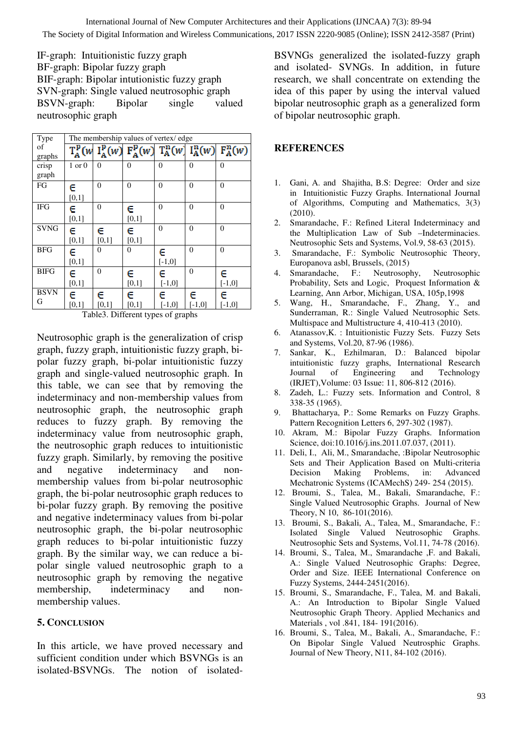IF-graph: Intuitionistic fuzzy graph
BF-graph: Bipolar fuzzy graph
BIF-graph: Bipolar intutionistic fuzzy graph
SVN-graph: Single valued neutrosophic graph
BSVN-graph: Bipolar single valued neutrosophic graph

| Type of graphs | The membership values of vertex/ edge | | | | | |
|---|---|---|---|---|---|---|
| | $T_A^p(w)$ | $I_A^p(w)$ | $F_A^p(w)$ | $T_A^n(w)$ | $I_A^n(w)$ | $F_A^n(w)$ |
| crisp graph | 1 or 0 | 0 | 0 | 0 | 0 | 0 |
| FG | ∈ [0,1] | 0 | 0 | 0 | 0 | 0 |
| IFG | ∈ [0,1] | 0 | ∈ [0,1] | 0 | 0 | 0 |
| SVNG | ∈ [0,1] | ∈ [0,1] | ∈ [0,1] | 0 | 0 | 0 |
| BFG | ∈ [0,1] | 0 | 0 | ∈ [-1,0] | 0 | 0 |
| BIFG | ∈ [0,1] | 0 | ∈ [0,1] | ∈ [-1,0] | 0 | ∈ [-1,0] |
| BSVNG | ∈ [0,1] | ∈ [0,1] | ∈ [0,1] | ∈ [-1,0] | ∈ [-1,0] | ∈ [-1,0] |

Table3. Different types of graphs

Neutrosophic graph is the generalization of crisp graph, fuzzy graph, intuitionistic fuzzy graph, bi-polar fuzzy graph, bi-polar intuitionistic fuzzy graph and single-valued neutrosophic graph. In this table, we can see that by removing the indeterminacy and non-membership values from neutrosophic graph, the neutrosophic graph reduces to fuzzy graph. By removing the indeterminacy value from neutrosophic graph, the neutrosophic graph reduces to intuitionistic fuzzy graph. Similarly, by removing the positive and negative indeterminacy and non-membership values from bi-polar neutrosophic graph, the bi-polar neutrosophic graph reduces to bi-polar fuzzy graph. By removing the positive and negative indeterminacy values from bi-polar neutrosophic graph, the bi-polar neutrosophic graph reduces to bi-polar intuitionistic fuzzy graph. By the similar way, we can reduce a bi-polar single valued neutrosophic graph to a neutrosophic graph by removing the negative membership, indeterminacy and non-membership values.

## 5. CONCLUSION

In this article, we have proved necessary and sufficient condition under which BSVNGs is an isolated-BSVNGs. The notion of isolated-BSVNGs generalized the isolated-fuzzy graph and isolated- SVNGs. In addition, in future research, we shall concentrate on extending the idea of this paper by using the interval valued bipolar neutrosophic graph as a generalized form of bipolar neutrosophic graph.

## REFERENCES

1. Gani, A. and Shajitha, B.S: Degree: Order and size in Intuitionistic Fuzzy Graphs. International Journal of Algorithms, Computing and Mathematics, 3(3) (2010).
2. Smarandache, F.: Refined Literal Indeterminacy and the Multiplication Law of Sub –Indeterminacies. Neutrosophic Sets and Systems, Vol.9, 58-63 (2015).
3. Smarandache, F.: Symbolic Neutrosophic Theory, Europanova asbl, Brussels, (2015)
4. Smarandache, F.: Neutrosophy, Neutrosophic Probability, Sets and Logic, Proquest Information & Learning, Ann Arbor, Michigan, USA, 105p,1998
5. Wang, H., Smarandache, F., Zhang, Y., and Sunderraman, R.: Single Valued Neutrosophic Sets. Multispace and Multistructure 4, 410-413 (2010).
6. Atanassov,K. : Intuitionistic Fuzzy Sets. Fuzzy Sets and Systems, Vol.20, 87-96 (1986).
7. Sankar, K., Ezhilmaran, D.: Balanced bipolar intuitionistic fuzzy graphs, International Research Journal of Engineering and Technology (IRJET),Volume: 03 Issue: 11, 806-812 (2016).
8. Zadeh, L.: Fuzzy sets. Information and Control, 8 338-35 (1965).
9. Bhattacharya, P.: Some Remarks on Fuzzy Graphs. Pattern Recognition Letters 6, 297-302 (1987).
10. Akram, M.: Bipolar Fuzzy Graphs. Information Science, doi:10.1016/j.ins.2011.07.037, (2011).
11. Deli, I., Ali, M., Smarandache, :Bipolar Neutrosophic Sets and Their Application Based on Multi-criteria Decision Making Problems, in: Advanced Mechatronic Systems (ICAMechS) 249- 254 (2015).
12. Broumi, S., Talea, M., Bakali, Smarandache, F.: Single Valued Neutrosophic Graphs. Journal of New Theory, N 10, 86-101(2016).
13. Broumi, S., Bakali, A., Talea, M., Smarandache, F.: Isolated Single Valued Neutrosophic Graphs. Neutrosophic Sets and Systems, Vol.11, 74-78 (2016).
14. Broumi, S., Talea, M., Smarandache ,F. and Bakali, A.: Single Valued Neutrosophic Graphs: Degree, Order and Size. IEEE International Conference on Fuzzy Systems, 2444-2451(2016).
15. Broumi, S., Smarandache, F., Talea, M. and Bakali, A.: An Introduction to Bipolar Single Valued Neutrosophic Graph Theory. Applied Mechanics and Materials , vol .841, 184- 191(2016).
16. Broumi, S., Talea, M., Bakali, A., Smarandache, F.: On Bipolar Single Valued Neutrosphic Graphs. Journal of New Theory, N11, 84-102 (2016).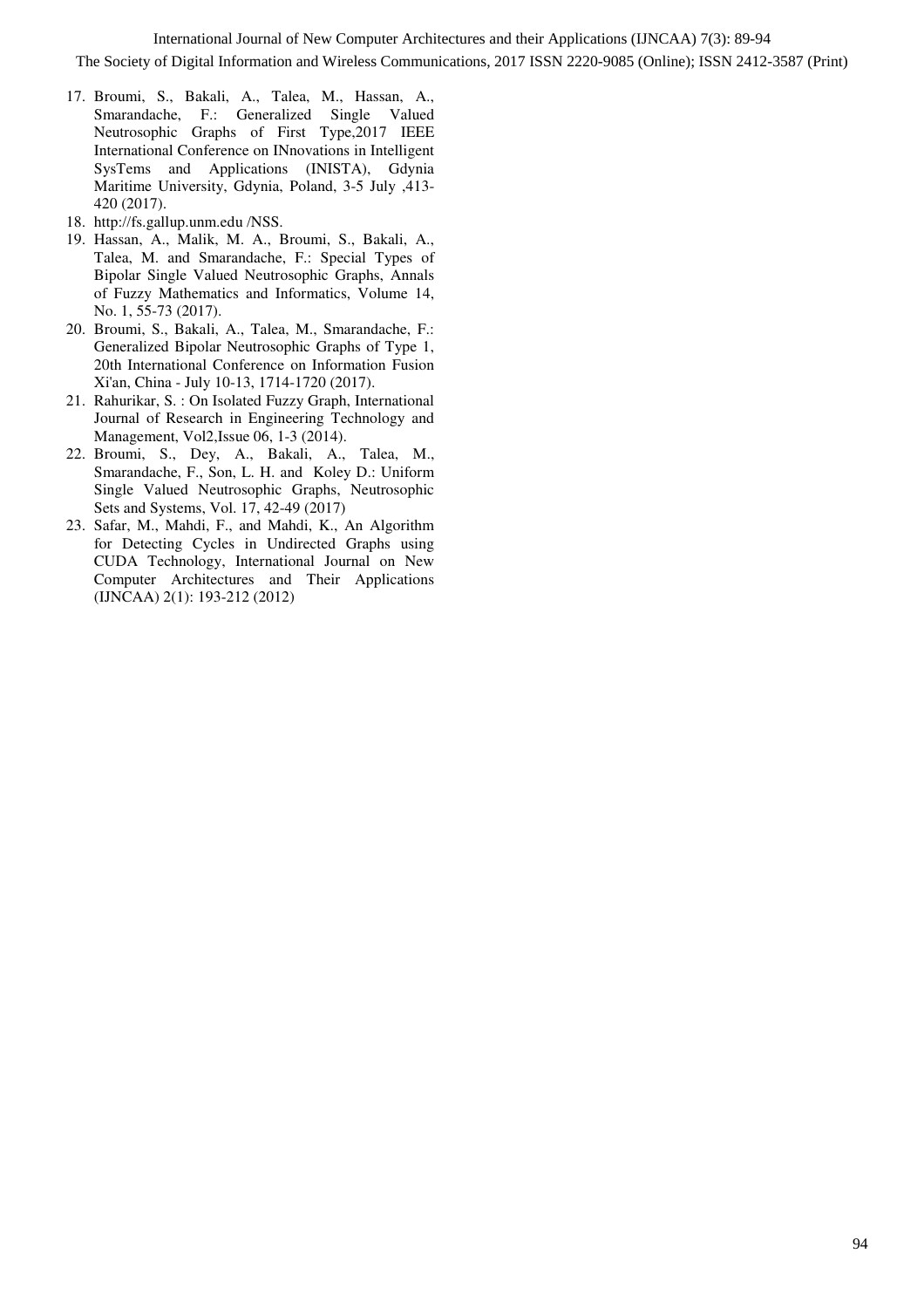17. Broumi, S., Bakali, A., Talea, M., Hassan, A., Smarandache, F.: Generalized Single Valued Neutrosophic Graphs of First Type,2017 IEEE International Conference on INnovations in Intelligent SysTems and Applications (INISTA), Gdynia Maritime University, Gdynia, Poland, 3-5 July ,413-420 (2017).
18. http://fs.gallup.unm.edu /NSS.
19. Hassan, A., Malik, M. A., Broumi, S., Bakali, A., Talea, M. and Smarandache, F.: Special Types of Bipolar Single Valued Neutrosophic Graphs, Annals of Fuzzy Mathematics and Informatics, Volume 14, No. 1, 55-73 (2017).
20. Broumi, S., Bakali, A., Talea, M., Smarandache, F.: Generalized Bipolar Neutrosophic Graphs of Type 1, 20th International Conference on Information Fusion Xi'an, China - July 10-13, 1714-1720 (2017).
21. Rahurikar, S. : On Isolated Fuzzy Graph, International Journal of Research in Engineering Technology and Management, Vol2,Issue 06, 1-3 (2014).
22. Broumi, S., Dey, A., Bakali, A., Talea, M., Smarandache, F., Son, L. H. and Koley D.: Uniform Single Valued Neutrosophic Graphs, Neutrosophic Sets and Systems, Vol. 17, 42-49 (2017)
23. Safar, M., Mahdi, F., and Mahdi, K., An Algorithm for Detecting Cycles in Undirected Graphs using CUDA Technology, International Journal on New Computer Architectures and Their Applications (IJNCAA) 2(1): 193-212 (2012)